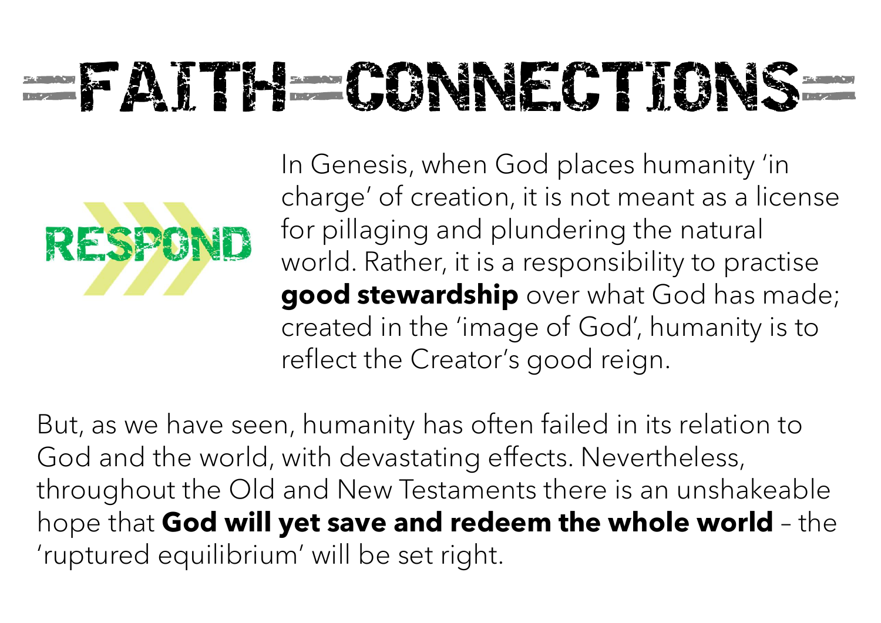# FAITH CONNECTIONS

**RESPOND**

In Genesis, when God places humanity 'in charge' of creation, it is not meant as a license for pillaging and plundering the natural world. Rather, it is a responsibility to practise **good stewardship** over what God has made; created in the 'image of God', humanity is to reflect the Creator's good reign.

But, as we have seen, humanity has often failed in its relation to God and the world, with devastating effects. Nevertheless, throughout the Old and New Testaments there is an unshakeable hope that **God will yet save and redeem the whole world** – the 'ruptured equilibrium' will be set right.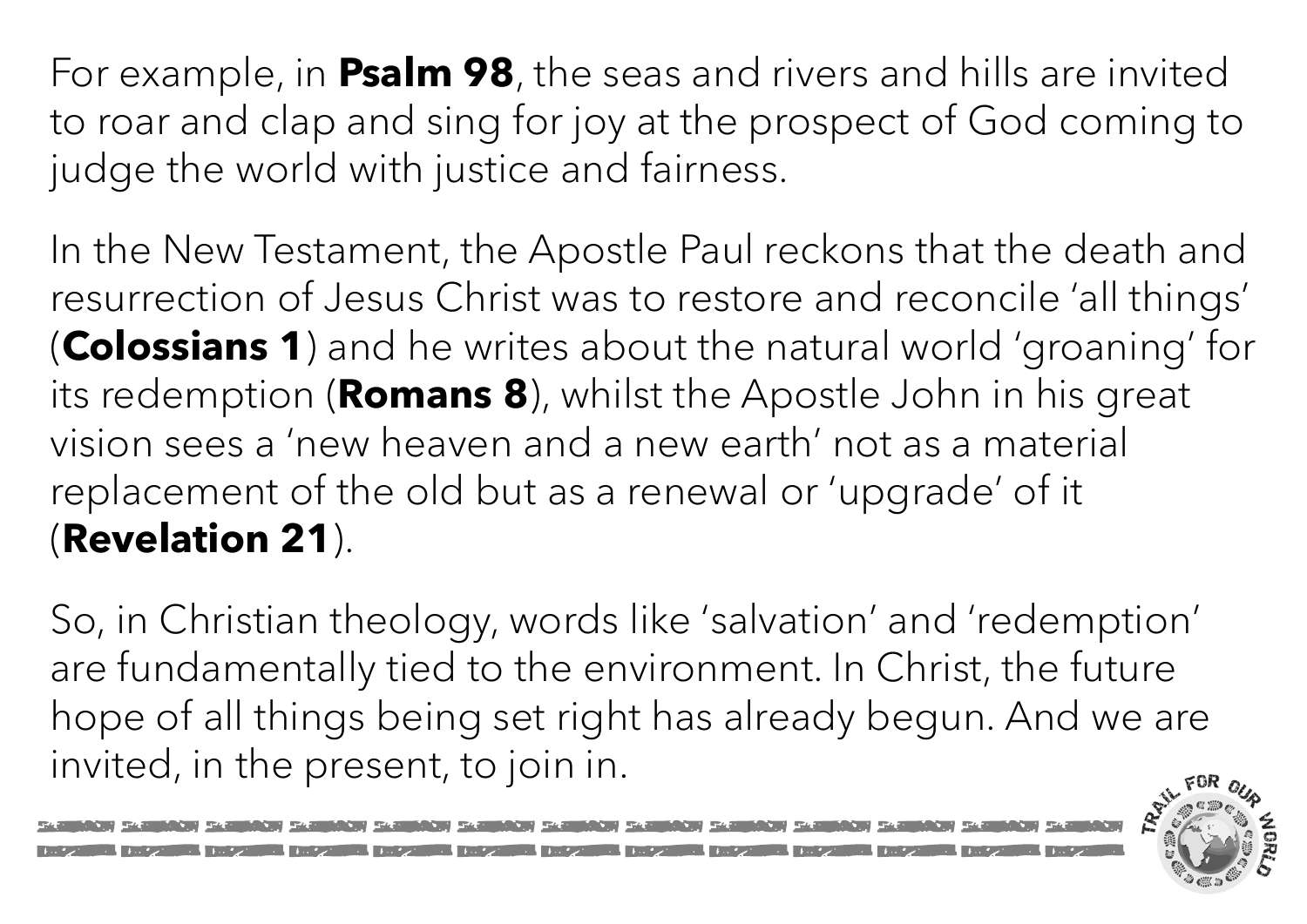For example, in **Psalm 98**, the seas and rivers and hills are invited to roar and clap and sing for joy at the prospect of God coming to judge the world with justice and fairness.

In the New Testament, the Apostle Paul reckons that the death and resurrection of Jesus Christ was to restore and reconcile 'all things' (**Colossians 1**) and he writes about the natural world 'groaning' for its redemption (**Romans 8**), whilst the Apostle John in his great vision sees a 'new heaven and a new earth' not as a material replacement of the old but as a renewal or 'upgrade' of it (**Revelation 21**).

So, in Christian theology, words like 'salvation' and 'redemption' are fundamentally tied to the environment. In Christ, the future hope of all things being set right has already begun. And we are invited, in the present, to join in.